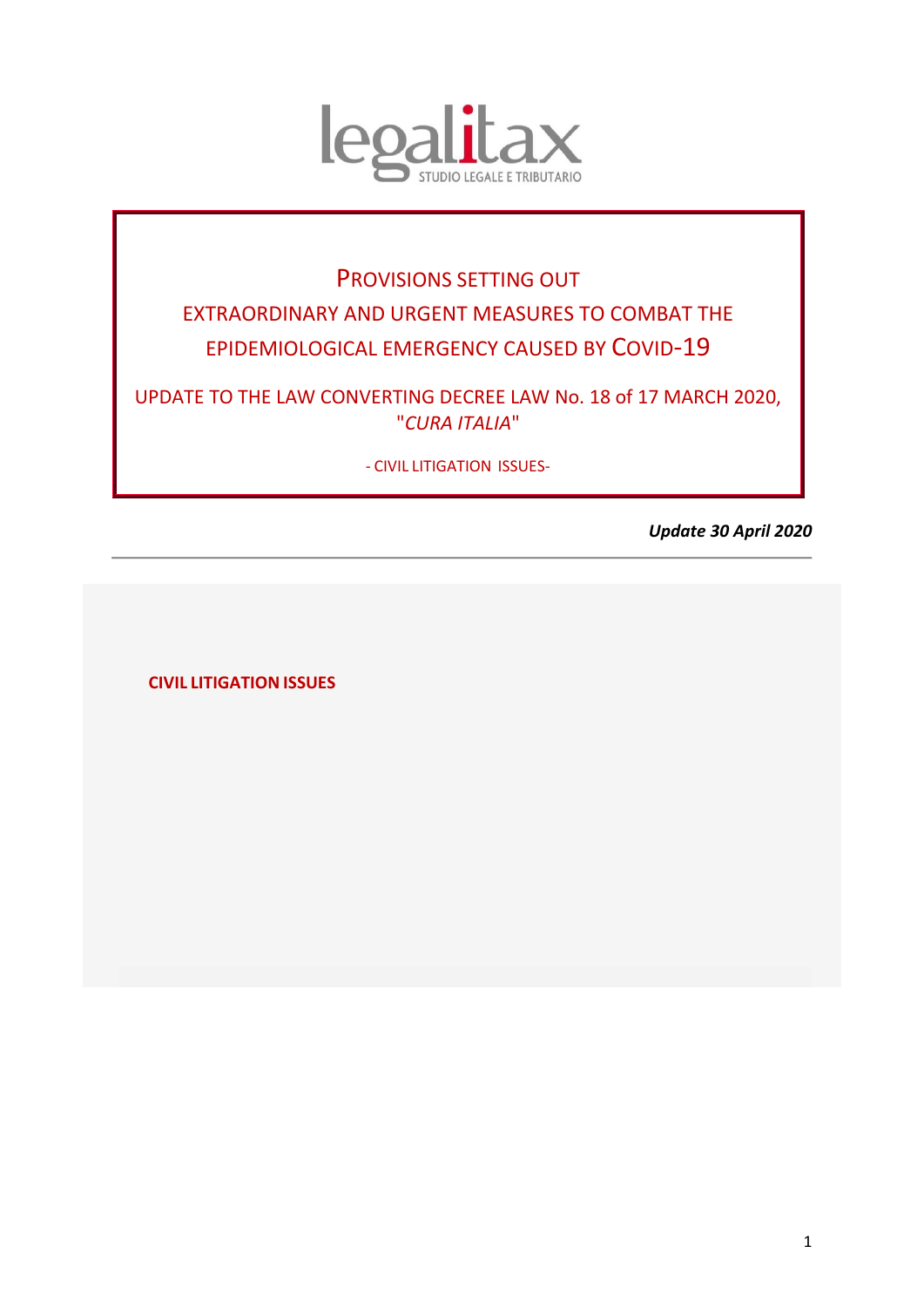legalitax
STUDIO LEGALE E TRIBUTARIO

# PROVISIONS SETTING OUT EXTRAORDINARY AND URGENT MEASURES TO COMBAT THE EPIDEMIOLOGICAL EMERGENCY CAUSED BY COVID-19

## UPDATE TO THE LAW CONVERTING DECREE LAW No. 18 of 17 MARCH 2020, "*CURA ITALIA*"

- CIVIL LITIGATION ISSUES-

***Update 30 April 2020***

---

**CIVIL LITIGATION ISSUES**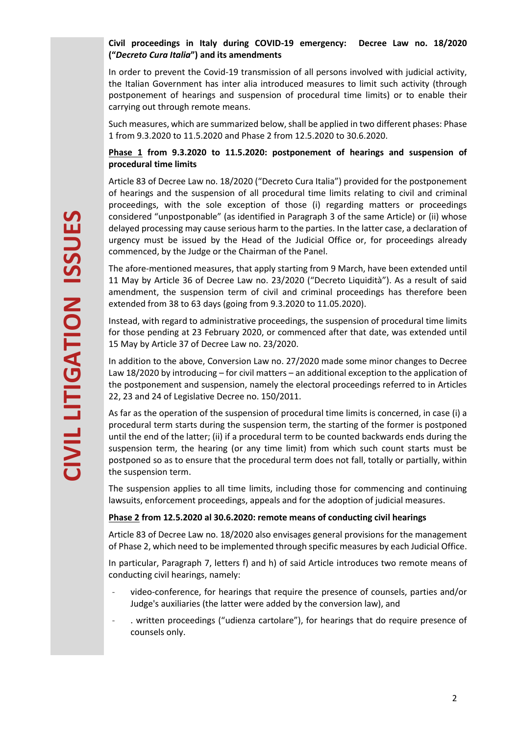**Civil proceedings in Italy during COVID-19 emergency: Decree Law no. 18/2020 ("*Decreto Cura Italia*") and its amendments**

In order to prevent the Covid-19 transmission of all persons involved with judicial activity, the Italian Government has inter alia introduced measures to limit such activity (through postponement of hearings and suspension of procedural time limits) or to enable their carrying out through remote means.

Such measures, which are summarized below, shall be applied in two different phases: Phase 1 from 9.3.2020 to 11.5.2020 and Phase 2 from 12.5.2020 to 30.6.2020.

**Phase 1 from 9.3.2020 to 11.5.2020: postponement of hearings and suspension of procedural time limits**

Article 83 of Decree Law no. 18/2020 ("Decreto Cura Italia") provided for the postponement of hearings and the suspension of all procedural time limits relating to civil and criminal proceedings, with the sole exception of those (i) regarding matters or proceedings considered "unpostponable" (as identified in Paragraph 3 of the same Article) or (ii) whose delayed processing may cause serious harm to the parties. In the latter case, a declaration of urgency must be issued by the Head of the Judicial Office or, for proceedings already commenced, by the Judge or the Chairman of the Panel.

The afore-mentioned measures, that apply starting from 9 March, have been extended until 11 May by Article 36 of Decree Law no. 23/2020 ("Decreto Liquidità"). As a result of said amendment, the suspension term of civil and criminal proceedings has therefore been extended from 38 to 63 days (going from 9.3.2020 to 11.05.2020).

Instead, with regard to administrative proceedings, the suspension of procedural time limits for those pending at 23 February 2020, or commenced after that date, was extended until 15 May by Article 37 of Decree Law no. 23/2020.

In addition to the above, Conversion Law no. 27/2020 made some minor changes to Decree Law 18/2020 by introducing – for civil matters – an additional exception to the application of the postponement and suspension, namely the electoral proceedings referred to in Articles 22, 23 and 24 of Legislative Decree no. 150/2011.

As far as the operation of the suspension of procedural time limits is concerned, in case (i) a procedural term starts during the suspension term, the starting of the former is postponed until the end of the latter; (ii) if a procedural term to be counted backwards ends during the suspension term, the hearing (or any time limit) from which such count starts must be postponed so as to ensure that the procedural term does not fall, totally or partially, within the suspension term.

The suspension applies to all time limits, including those for commencing and continuing lawsuits, enforcement proceedings, appeals and for the adoption of judicial measures.

**Phase 2 from 12.5.2020 al 30.6.2020: remote means of conducting civil hearings**

Article 83 of Decree Law no. 18/2020 also envisages general provisions for the management of Phase 2, which need to be implemented through specific measures by each Judicial Office.

In particular, Paragraph 7, letters f) and h) of said Article introduces two remote means of conducting civil hearings, namely:

- video-conference, for hearings that require the presence of counsels, parties and/or Judge's auxiliaries (the latter were added by the conversion law), and
- . written proceedings ("udienza cartolare"), for hearings that do require presence of counsels only.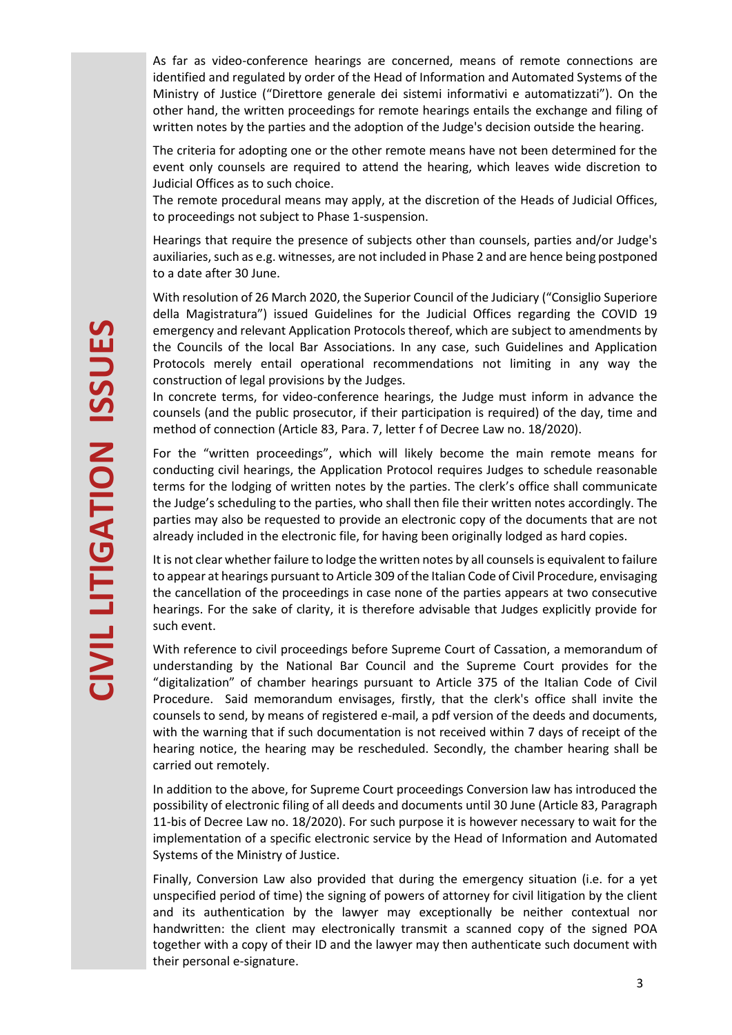# CIVIL LITIGATION ISSUES

As far as video-conference hearings are concerned, means of remote connections are identified and regulated by order of the Head of Information and Automated Systems of the Ministry of Justice ("Direttore generale dei sistemi informativi e automatizzati"). On the other hand, the written proceedings for remote hearings entails the exchange and filing of written notes by the parties and the adoption of the Judge's decision outside the hearing.

The criteria for adopting one or the other remote means have not been determined for the event only counsels are required to attend the hearing, which leaves wide discretion to Judicial Offices as to such choice.

The remote procedural means may apply, at the discretion of the Heads of Judicial Offices, to proceedings not subject to Phase 1-suspension.

Hearings that require the presence of subjects other than counsels, parties and/or Judge's auxiliaries, such as e.g. witnesses, are not included in Phase 2 and are hence being postponed to a date after 30 June.

With resolution of 26 March 2020, the Superior Council of the Judiciary ("Consiglio Superiore della Magistratura") issued Guidelines for the Judicial Offices regarding the COVID 19 emergency and relevant Application Protocols thereof, which are subject to amendments by the Councils of the local Bar Associations. In any case, such Guidelines and Application Protocols merely entail operational recommendations not limiting in any way the construction of legal provisions by the Judges.

In concrete terms, for video-conference hearings, the Judge must inform in advance the counsels (and the public prosecutor, if their participation is required) of the day, time and method of connection (Article 83, Para. 7, letter f of Decree Law no. 18/2020).

For the "written proceedings", which will likely become the main remote means for conducting civil hearings, the Application Protocol requires Judges to schedule reasonable terms for the lodging of written notes by the parties. The clerk's office shall communicate the Judge's scheduling to the parties, who shall then file their written notes accordingly. The parties may also be requested to provide an electronic copy of the documents that are not already included in the electronic file, for having been originally lodged as hard copies.

It is not clear whether failure to lodge the written notes by all counsels is equivalent to failure to appear at hearings pursuant to Article 309 of the Italian Code of Civil Procedure, envisaging the cancellation of the proceedings in case none of the parties appears at two consecutive hearings. For the sake of clarity, it is therefore advisable that Judges explicitly provide for such event.

With reference to civil proceedings before Supreme Court of Cassation, a memorandum of understanding by the National Bar Council and the Supreme Court provides for the "digitalization" of chamber hearings pursuant to Article 375 of the Italian Code of Civil Procedure. Said memorandum envisages, firstly, that the clerk's office shall invite the counsels to send, by means of registered e-mail, a pdf version of the deeds and documents, with the warning that if such documentation is not received within 7 days of receipt of the hearing notice, the hearing may be rescheduled. Secondly, the chamber hearing shall be carried out remotely.

In addition to the above, for Supreme Court proceedings Conversion law has introduced the possibility of electronic filing of all deeds and documents until 30 June (Article 83, Paragraph 11-bis of Decree Law no. 18/2020). For such purpose it is however necessary to wait for the implementation of a specific electronic service by the Head of Information and Automated Systems of the Ministry of Justice.

Finally, Conversion Law also provided that during the emergency situation (i.e. for a yet unspecified period of time) the signing of powers of attorney for civil litigation by the client and its authentication by the lawyer may exceptionally be neither contextual nor handwritten: the client may electronically transmit a scanned copy of the signed POA together with a copy of their ID and the lawyer may then authenticate such document with their personal e-signature.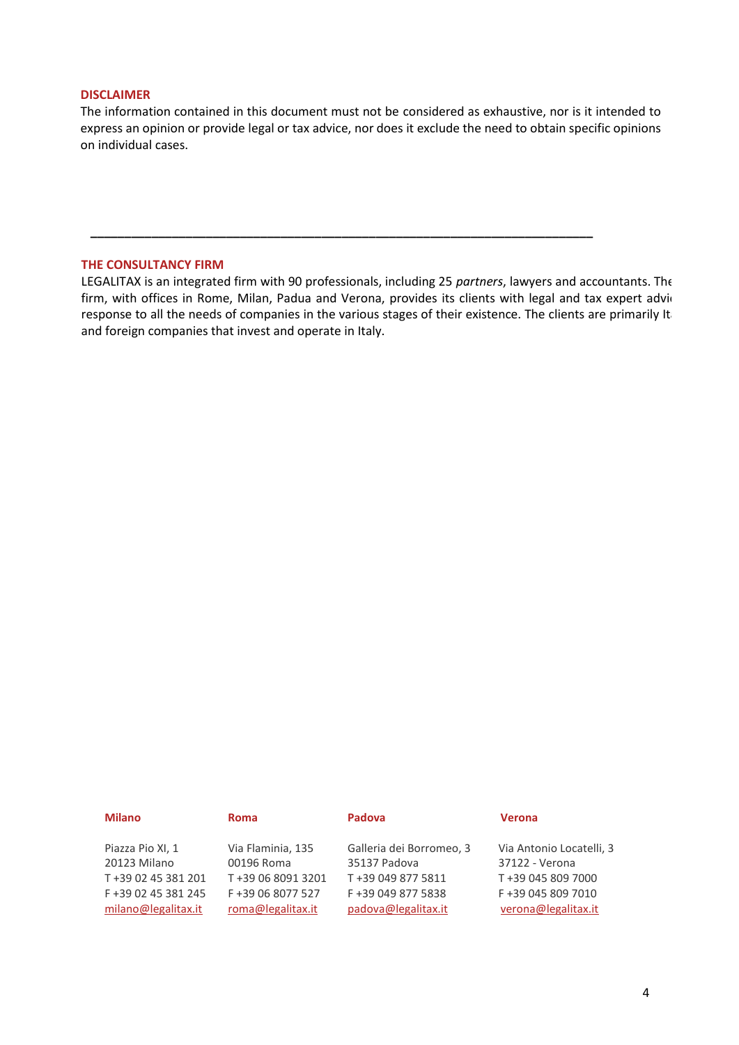## DISCLAIMER

The information contained in this document must not be considered as exhaustive, nor is it intended to express an opinion or provide legal or tax advice, nor does it exclude the need to obtain specific opinions on individual cases.

---

## THE CONSULTANCY FIRM

LEGALITAX is an integrated firm with 90 professionals, including 25 *partners*, lawyers and accountants. The firm, with offices in Rome, Milan, Padua and Verona, provides its clients with legal and tax expert advi response to all the needs of companies in the various stages of their existence. The clients are primarily It and foreign companies that invest and operate in Italy.

| Milano | Roma | Padova | Verona |
| --- | --- | --- | --- |
| Piazza Pio XI, 1 | Via Flaminia, 135 | Galleria dei Borromeo, 3 | Via Antonio Locatelli, 3 |
| 20123 Milano | 00196 Roma | 35137 Padova | 37122 - Verona |
| T +39 02 45 381 201 | T +39 06 8091 3201 | T +39 049 877 5811 | T +39 045 809 7000 |
| F +39 02 45 381 245 | F +39 06 8077 527 | F +39 049 877 5838 | F +39 045 809 7010 |
| milano@legalitax.it | roma@legalitax.it | padova@legalitax.it | verona@legalitax.it |